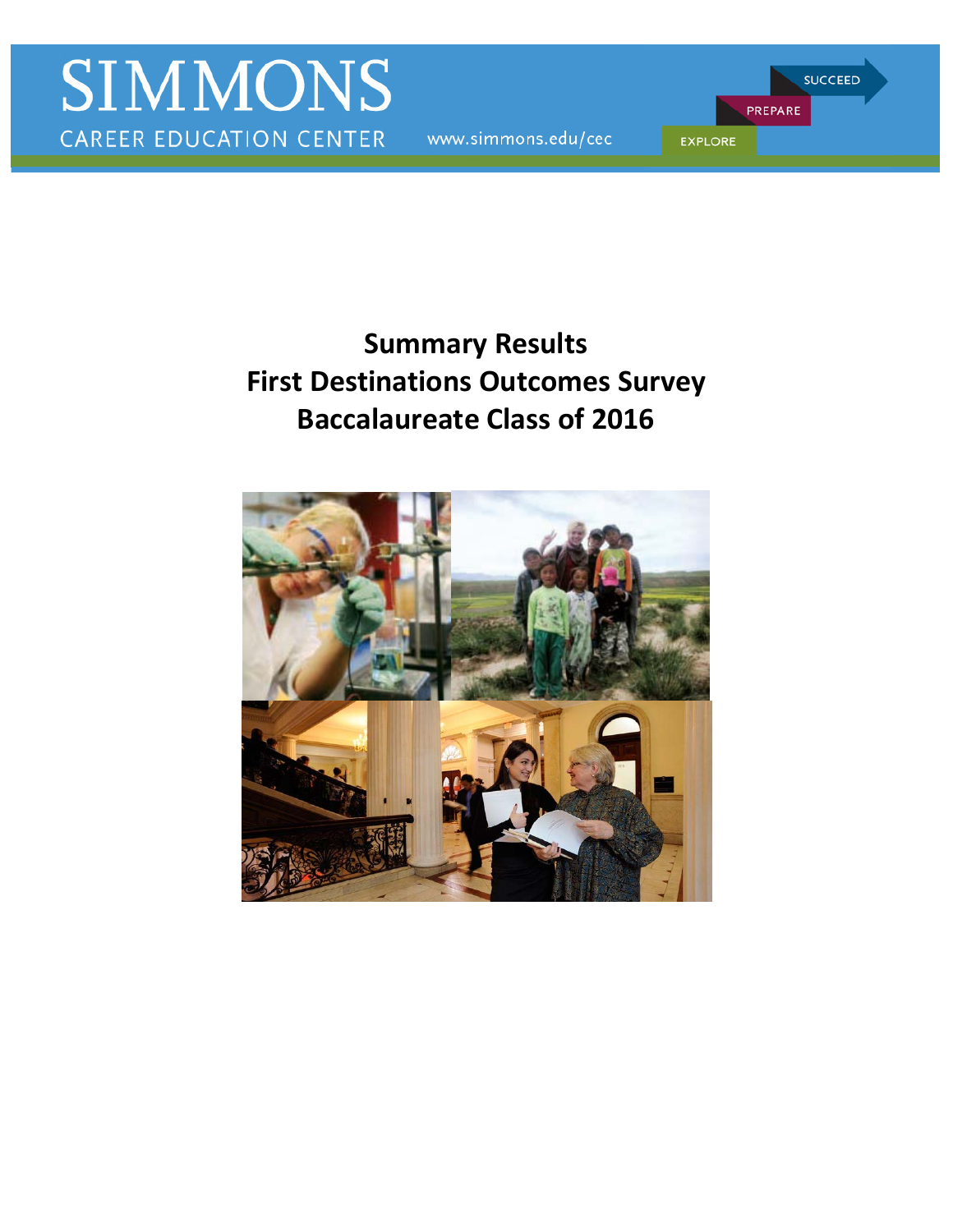SIMMONS

CAREER EDUCATION CENTER

www.simmons.edu/cec

SUCCEED

PREPARE

EXPLORE

# Summary Results
# First Destinations Outcomes Survey
# Baccalaureate Class of 2016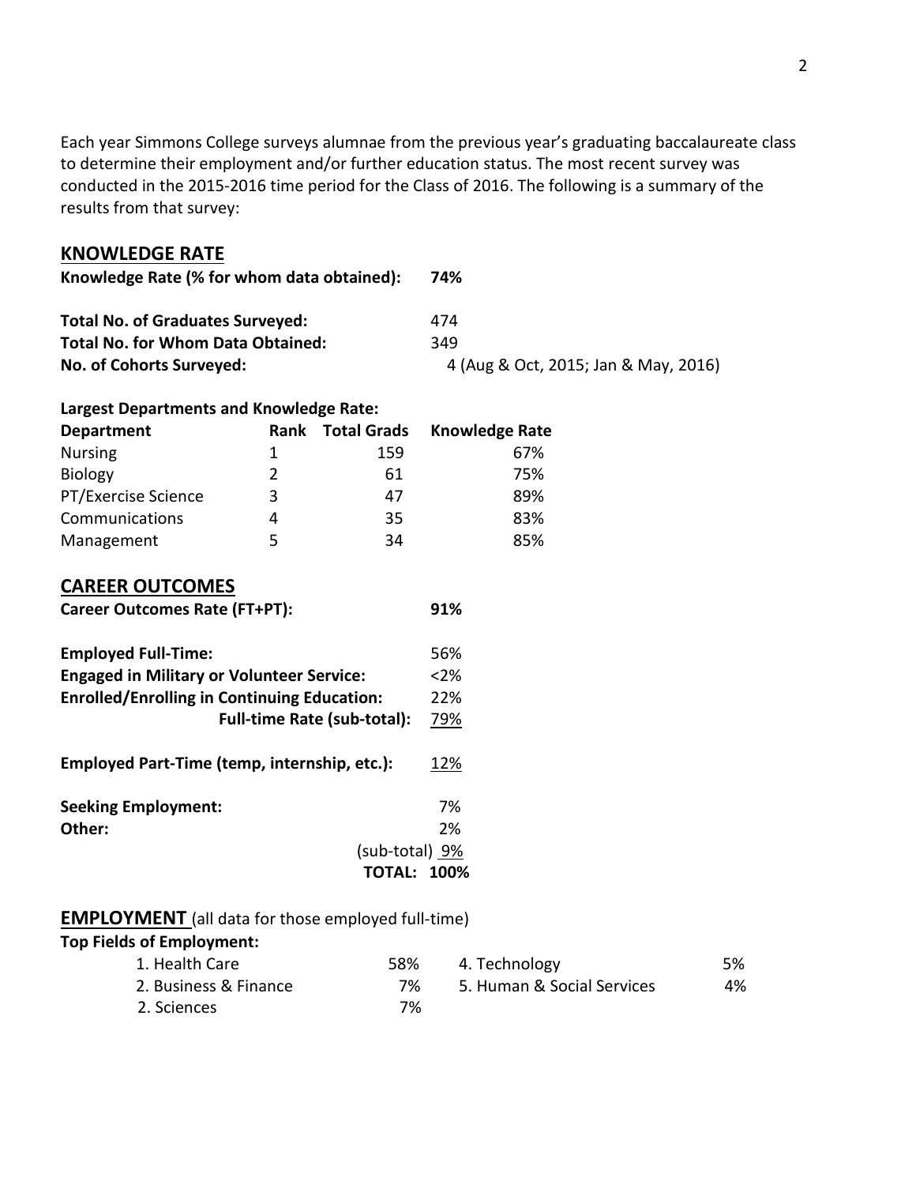Each year Simmons College surveys alumnae from the previous year's graduating baccalaureate class to determine their employment and/or further education status. The most recent survey was conducted in the 2015-2016 time period for the Class of 2016. The following is a summary of the results from that survey:

## KNOWLEDGE RATE

**Knowledge Rate (% for whom data obtained):** **74%**

**Total No. of Graduates Surveyed:** 474
**Total No. for Whom Data Obtained:** 349
**No. of Cohorts Surveyed:** 4 (Aug & Oct, 2015; Jan & May, 2016)

**Largest Departments and Knowledge Rate:**

| Department | Rank | Total Grads | Knowledge Rate |
|---|---|---|---|
| Nursing | 1 | 159 | 67% |
| Biology | 2 | 61 | 75% |
| PT/Exercise Science | 3 | 47 | 89% |
| Communications | 4 | 35 | 83% |
| Management | 5 | 34 | 85% |

## CAREER OUTCOMES

**Career Outcomes Rate (FT+PT):** **91%**

| | |
|---|---|
| **Employed Full-Time:** | 56% |
| **Engaged in Military or Volunteer Service:** | <2% |
| **Enrolled/Enrolling in Continuing Education:** | 22% |
| **Full-time Rate (sub-total):** | 79% |
| **Employed Part-Time (temp, internship, etc.):** | 12% |
| **Seeking Employment:** | 7% |
| **Other:** | 2% |
| (sub-total) | 9% |
| **TOTAL:** | **100%** |

## EMPLOYMENT (all data for those employed full-time)

**Top Fields of Employment:**

| Field | % | Field | % |
|---|---|---|---|
| 1. Health Care | 58% | 4. Technology | 5% |
| 2. Business & Finance | 7% | 5. Human & Social Services | 4% |
| 2. Sciences | 7% | | |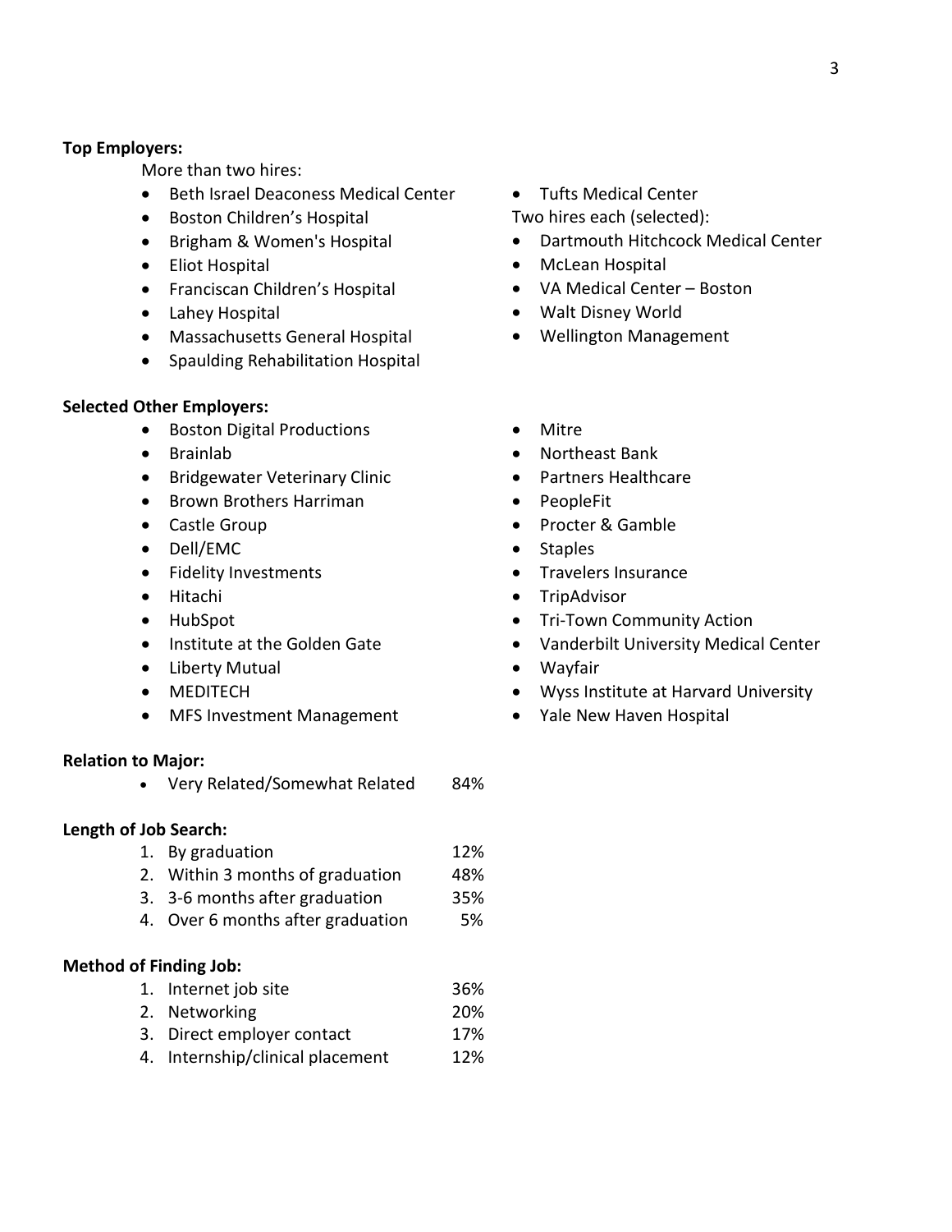**Top Employers:**

More than two hires:

- Beth Israel Deaconess Medical Center
- Boston Children's Hospital
- Brigham & Women's Hospital
- Eliot Hospital
- Franciscan Children's Hospital
- Lahey Hospital
- Massachusetts General Hospital
- Spaulding Rehabilitation Hospital
- Tufts Medical Center

Two hires each (selected):

- Dartmouth Hitchcock Medical Center
- McLean Hospital
- VA Medical Center – Boston
- Walt Disney World
- Wellington Management

**Selected Other Employers:**

- Boston Digital Productions
- Brainlab
- Bridgewater Veterinary Clinic
- Brown Brothers Harriman
- Castle Group
- Dell/EMC
- Fidelity Investments
- Hitachi
- HubSpot
- Institute at the Golden Gate
- Liberty Mutual
- MEDITECH
- MFS Investment Management
- Mitre
- Northeast Bank
- Partners Healthcare
- PeopleFit
- Procter & Gamble
- Staples
- Travelers Insurance
- TripAdvisor
- Tri-Town Community Action
- Vanderbilt University Medical Center
- Wayfair
- Wyss Institute at Harvard University
- Yale New Haven Hospital

**Relation to Major:**

- Very Related/Somewhat Related 84%

**Length of Job Search:**

1. By graduation 12%
2. Within 3 months of graduation 48%
3. 3-6 months after graduation 35%
4. Over 6 months after graduation 5%

**Method of Finding Job:**

1. Internet job site 36%
2. Networking 20%
3. Direct employer contact 17%
4. Internship/clinical placement 12%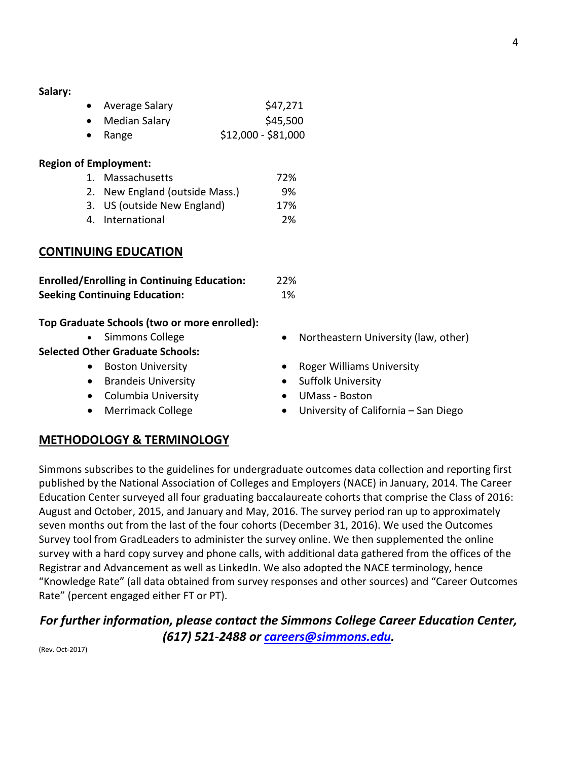**Salary:**

- Average Salary $47,271
- Median Salary $45,500
- Range $12,000 - $81,000

**Region of Employment:**

1. Massachusetts 72%
2. New England (outside Mass.) 9%
3. US (outside New England) 17%
4. International 2%

## CONTINUING EDUCATION

**Enrolled/Enrolling in Continuing Education:** 22%
**Seeking Continuing Education:** 1%

**Top Graduate Schools (two or more enrolled):**

- Simmons College
- Northeastern University (law, other)

**Selected Other Graduate Schools:**

- Boston University
- Brandeis University
- Columbia University
- Merrimack College
- Roger Williams University
- Suffolk University
- UMass - Boston
- University of California – San Diego

## METHODOLOGY & TERMINOLOGY

Simmons subscribes to the guidelines for undergraduate outcomes data collection and reporting first published by the National Association of Colleges and Employers (NACE) in January, 2014. The Career Education Center surveyed all four graduating baccalaureate cohorts that comprise the Class of 2016: August and October, 2015, and January and May, 2016. The survey period ran up to approximately seven months out from the last of the four cohorts (December 31, 2016). We used the Outcomes Survey tool from GradLeaders to administer the survey online. We then supplemented the online survey with a hard copy survey and phone calls, with additional data gathered from the offices of the Registrar and Advancement as well as LinkedIn. We also adopted the NACE terminology, hence "Knowledge Rate" (all data obtained from survey responses and other sources) and "Career Outcomes Rate" (percent engaged either FT or PT).

***For further information, please contact the Simmons College Career Education Center, (617) 521-2488 or careers@simmons.edu.***

(Rev. Oct-2017)